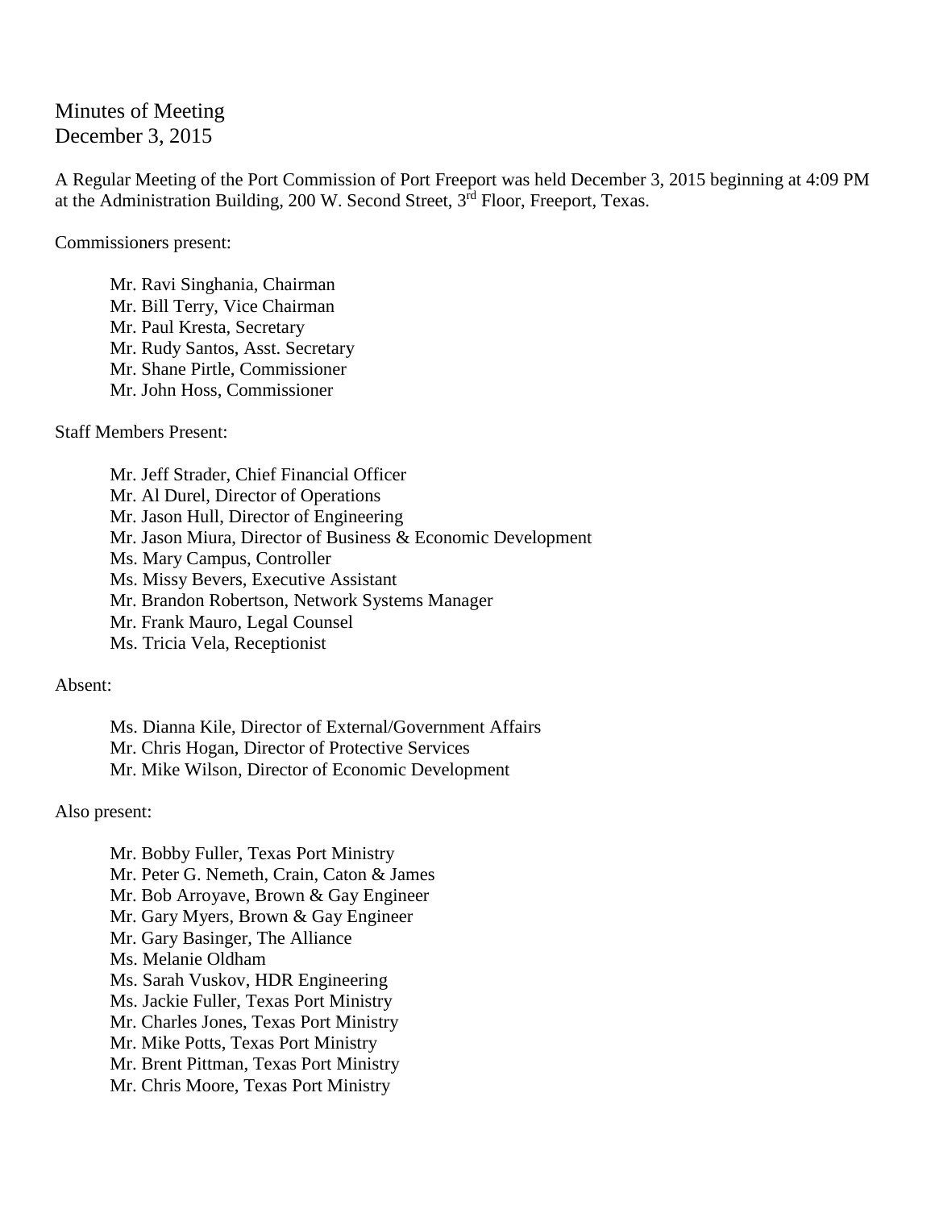Minutes of Meeting
December 3, 2015

A Regular Meeting of the Port Commission of Port Freeport was held December 3, 2015 beginning at 4:09 PM at the Administration Building, 200 W. Second Street, 3rd Floor, Freeport, Texas.

Commissioners present:

Mr. Ravi Singhania, Chairman
Mr. Bill Terry, Vice Chairman
Mr. Paul Kresta, Secretary
Mr. Rudy Santos, Asst. Secretary
Mr. Shane Pirtle, Commissioner
Mr. John Hoss, Commissioner

Staff Members Present:

Mr. Jeff Strader, Chief Financial Officer
Mr. Al Durel, Director of Operations
Mr. Jason Hull, Director of Engineering
Mr. Jason Miura, Director of Business & Economic Development
Ms. Mary Campus, Controller
Ms. Missy Bevers, Executive Assistant
Mr. Brandon Robertson, Network Systems Manager
Mr. Frank Mauro, Legal Counsel
Ms. Tricia Vela, Receptionist

Absent:

Ms. Dianna Kile, Director of External/Government Affairs
Mr. Chris Hogan, Director of Protective Services
Mr. Mike Wilson, Director of Economic Development

Also present:

Mr. Bobby Fuller, Texas Port Ministry
Mr. Peter G. Nemeth, Crain, Caton & James
Mr. Bob Arroyave, Brown & Gay Engineer
Mr. Gary Myers, Brown & Gay Engineer
Mr. Gary Basinger, The Alliance
Ms. Melanie Oldham
Ms. Sarah Vuskov, HDR Engineering
Ms. Jackie Fuller, Texas Port Ministry
Mr. Charles Jones, Texas Port Ministry
Mr. Mike Potts, Texas Port Ministry
Mr. Brent Pittman, Texas Port Ministry
Mr. Chris Moore, Texas Port Ministry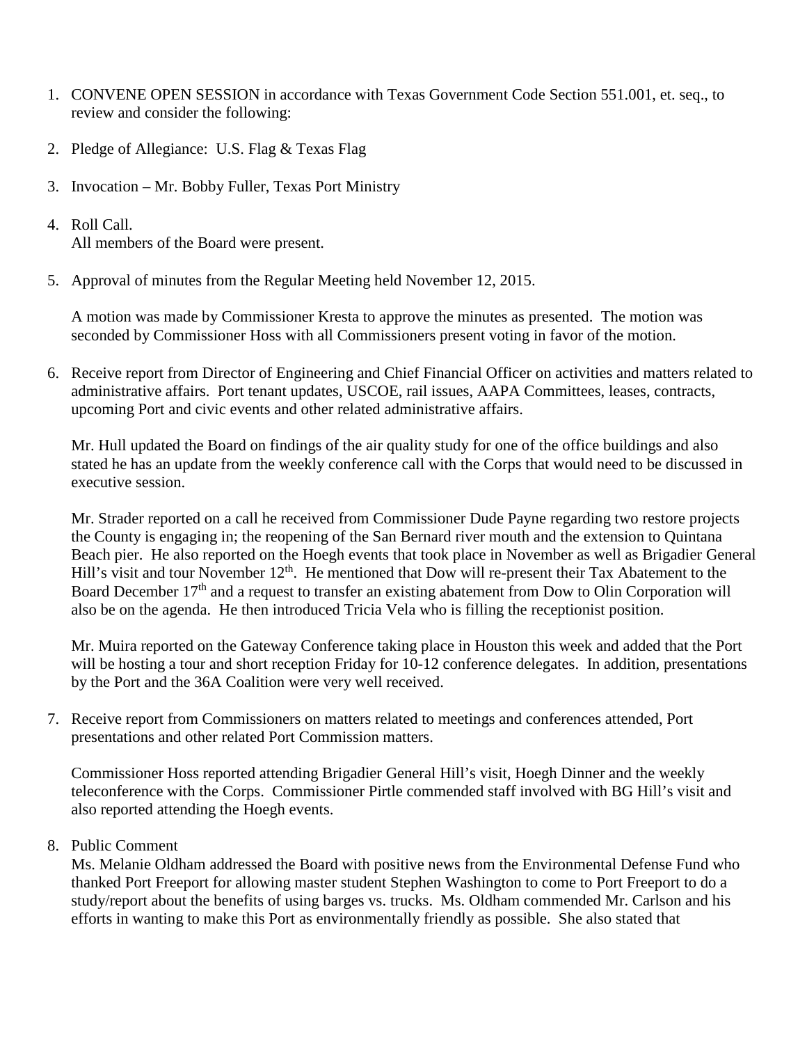1. CONVENE OPEN SESSION in accordance with Texas Government Code Section 551.001, et. seq., to review and consider the following:

2. Pledge of Allegiance: U.S. Flag & Texas Flag

3. Invocation – Mr. Bobby Fuller, Texas Port Ministry

4. Roll Call.
   All members of the Board were present.

5. Approval of minutes from the Regular Meeting held November 12, 2015.

   A motion was made by Commissioner Kresta to approve the minutes as presented. The motion was seconded by Commissioner Hoss with all Commissioners present voting in favor of the motion.

6. Receive report from Director of Engineering and Chief Financial Officer on activities and matters related to administrative affairs. Port tenant updates, USCOE, rail issues, AAPA Committees, leases, contracts, upcoming Port and civic events and other related administrative affairs.

   Mr. Hull updated the Board on findings of the air quality study for one of the office buildings and also stated he has an update from the weekly conference call with the Corps that would need to be discussed in executive session.

   Mr. Strader reported on a call he received from Commissioner Dude Payne regarding two restore projects the County is engaging in; the reopening of the San Bernard river mouth and the extension to Quintana Beach pier. He also reported on the Hoegh events that took place in November as well as Brigadier General Hill's visit and tour November 12th. He mentioned that Dow will re-present their Tax Abatement to the Board December 17th and a request to transfer an existing abatement from Dow to Olin Corporation will also be on the agenda. He then introduced Tricia Vela who is filling the receptionist position.

   Mr. Muira reported on the Gateway Conference taking place in Houston this week and added that the Port will be hosting a tour and short reception Friday for 10-12 conference delegates. In addition, presentations by the Port and the 36A Coalition were very well received.

7. Receive report from Commissioners on matters related to meetings and conferences attended, Port presentations and other related Port Commission matters.

   Commissioner Hoss reported attending Brigadier General Hill's visit, Hoegh Dinner and the weekly teleconference with the Corps. Commissioner Pirtle commended staff involved with BG Hill's visit and also reported attending the Hoegh events.

8. Public Comment
   Ms. Melanie Oldham addressed the Board with positive news from the Environmental Defense Fund who thanked Port Freeport for allowing master student Stephen Washington to come to Port Freeport to do a study/report about the benefits of using barges vs. trucks. Ms. Oldham commended Mr. Carlson and his efforts in wanting to make this Port as environmentally friendly as possible. She also stated that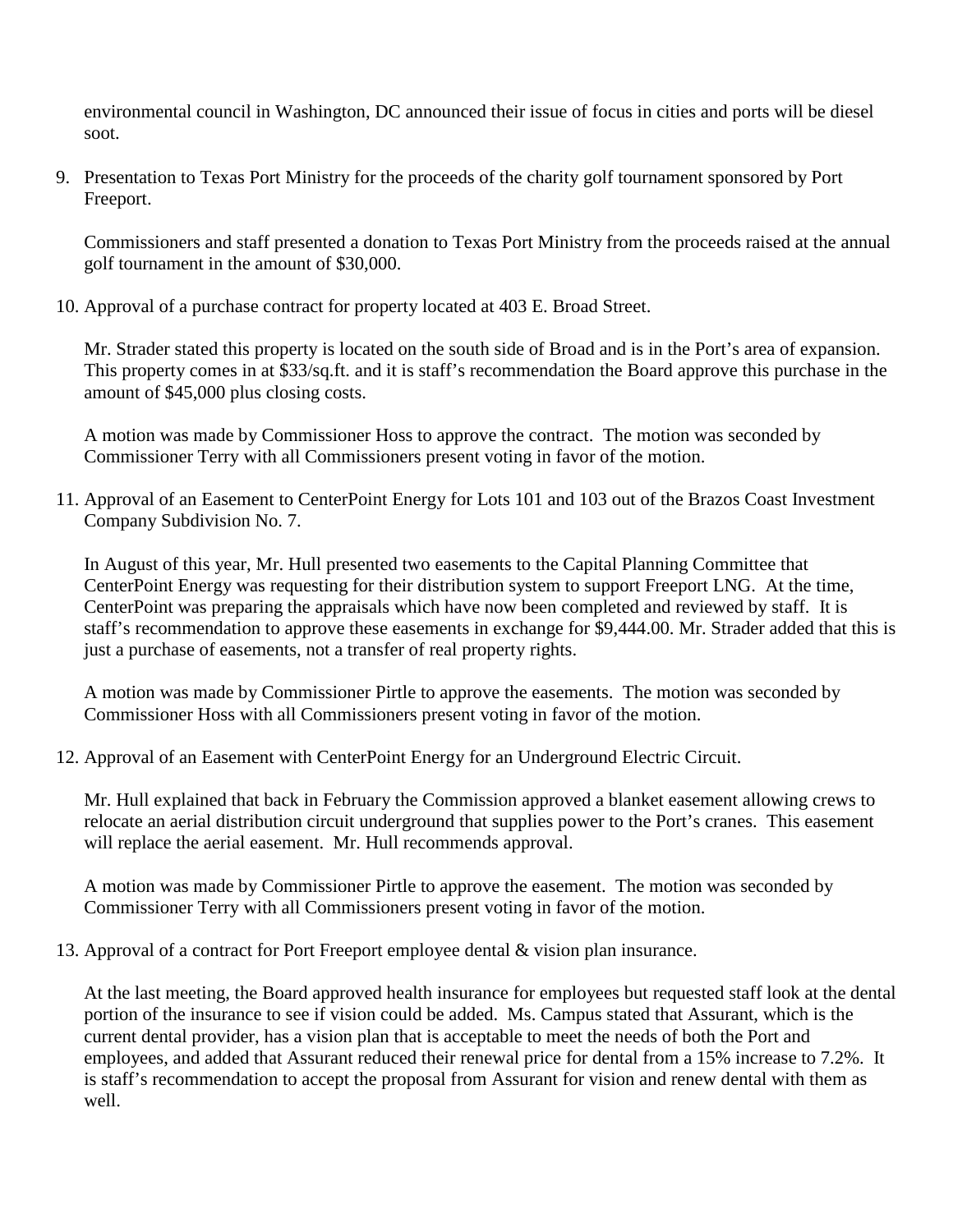environmental council in Washington, DC announced their issue of focus in cities and ports will be diesel soot.

9. Presentation to Texas Port Ministry for the proceeds of the charity golf tournament sponsored by Port Freeport.

   Commissioners and staff presented a donation to Texas Port Ministry from the proceeds raised at the annual golf tournament in the amount of $30,000.

10. Approval of a purchase contract for property located at 403 E. Broad Street.

    Mr. Strader stated this property is located on the south side of Broad and is in the Port's area of expansion. This property comes in at $33/sq.ft. and it is staff's recommendation the Board approve this purchase in the amount of $45,000 plus closing costs.

    A motion was made by Commissioner Hoss to approve the contract. The motion was seconded by Commissioner Terry with all Commissioners present voting in favor of the motion.

11. Approval of an Easement to CenterPoint Energy for Lots 101 and 103 out of the Brazos Coast Investment Company Subdivision No. 7.

    In August of this year, Mr. Hull presented two easements to the Capital Planning Committee that CenterPoint Energy was requesting for their distribution system to support Freeport LNG. At the time, CenterPoint was preparing the appraisals which have now been completed and reviewed by staff. It is staff's recommendation to approve these easements in exchange for $9,444.00. Mr. Strader added that this is just a purchase of easements, not a transfer of real property rights.

    A motion was made by Commissioner Pirtle to approve the easements. The motion was seconded by Commissioner Hoss with all Commissioners present voting in favor of the motion.

12. Approval of an Easement with CenterPoint Energy for an Underground Electric Circuit.

    Mr. Hull explained that back in February the Commission approved a blanket easement allowing crews to relocate an aerial distribution circuit underground that supplies power to the Port's cranes. This easement will replace the aerial easement. Mr. Hull recommends approval.

    A motion was made by Commissioner Pirtle to approve the easement. The motion was seconded by Commissioner Terry with all Commissioners present voting in favor of the motion.

13. Approval of a contract for Port Freeport employee dental & vision plan insurance.

    At the last meeting, the Board approved health insurance for employees but requested staff look at the dental portion of the insurance to see if vision could be added. Ms. Campus stated that Assurant, which is the current dental provider, has a vision plan that is acceptable to meet the needs of both the Port and employees, and added that Assurant reduced their renewal price for dental from a 15% increase to 7.2%. It is staff's recommendation to accept the proposal from Assurant for vision and renew dental with them as well.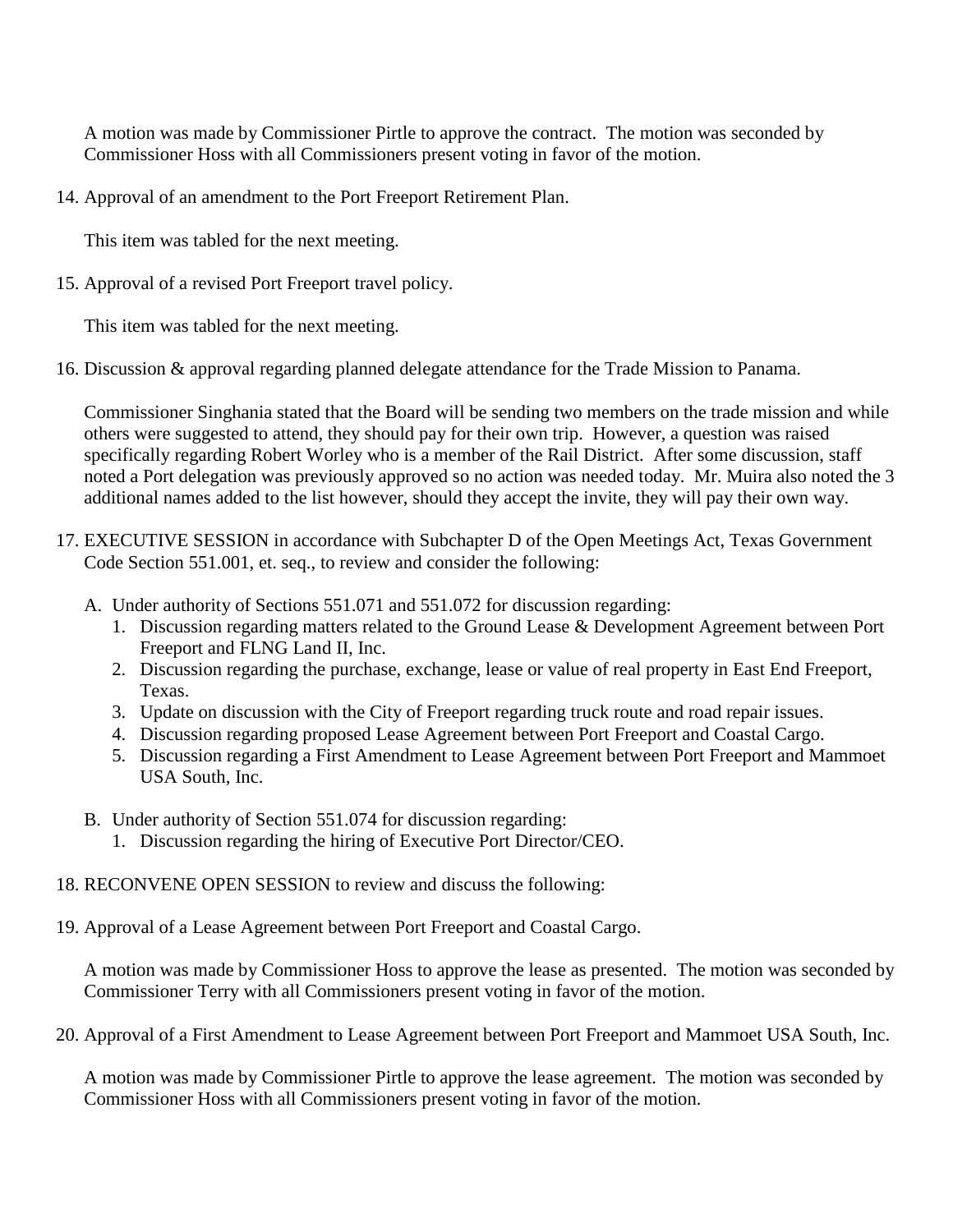A motion was made by Commissioner Pirtle to approve the contract. The motion was seconded by Commissioner Hoss with all Commissioners present voting in favor of the motion.

14. Approval of an amendment to the Port Freeport Retirement Plan.

    This item was tabled for the next meeting.

15. Approval of a revised Port Freeport travel policy.

    This item was tabled for the next meeting.

16. Discussion & approval regarding planned delegate attendance for the Trade Mission to Panama.

    Commissioner Singhania stated that the Board will be sending two members on the trade mission and while others were suggested to attend, they should pay for their own trip. However, a question was raised specifically regarding Robert Worley who is a member of the Rail District. After some discussion, staff noted a Port delegation was previously approved so no action was needed today. Mr. Muira also noted the 3 additional names added to the list however, should they accept the invite, they will pay their own way.

17. EXECUTIVE SESSION in accordance with Subchapter D of the Open Meetings Act, Texas Government Code Section 551.001, et. seq., to review and consider the following:

    A. Under authority of Sections 551.071 and 551.072 for discussion regarding:
       1. Discussion regarding matters related to the Ground Lease & Development Agreement between Port Freeport and FLNG Land II, Inc.
       2. Discussion regarding the purchase, exchange, lease or value of real property in East End Freeport, Texas.
       3. Update on discussion with the City of Freeport regarding truck route and road repair issues.
       4. Discussion regarding proposed Lease Agreement between Port Freeport and Coastal Cargo.
       5. Discussion regarding a First Amendment to Lease Agreement between Port Freeport and Mammoet USA South, Inc.

    B. Under authority of Section 551.074 for discussion regarding:
       1. Discussion regarding the hiring of Executive Port Director/CEO.

18. RECONVENE OPEN SESSION to review and discuss the following:

19. Approval of a Lease Agreement between Port Freeport and Coastal Cargo.

    A motion was made by Commissioner Hoss to approve the lease as presented. The motion was seconded by Commissioner Terry with all Commissioners present voting in favor of the motion.

20. Approval of a First Amendment to Lease Agreement between Port Freeport and Mammoet USA South, Inc.

    A motion was made by Commissioner Pirtle to approve the lease agreement. The motion was seconded by Commissioner Hoss with all Commissioners present voting in favor of the motion.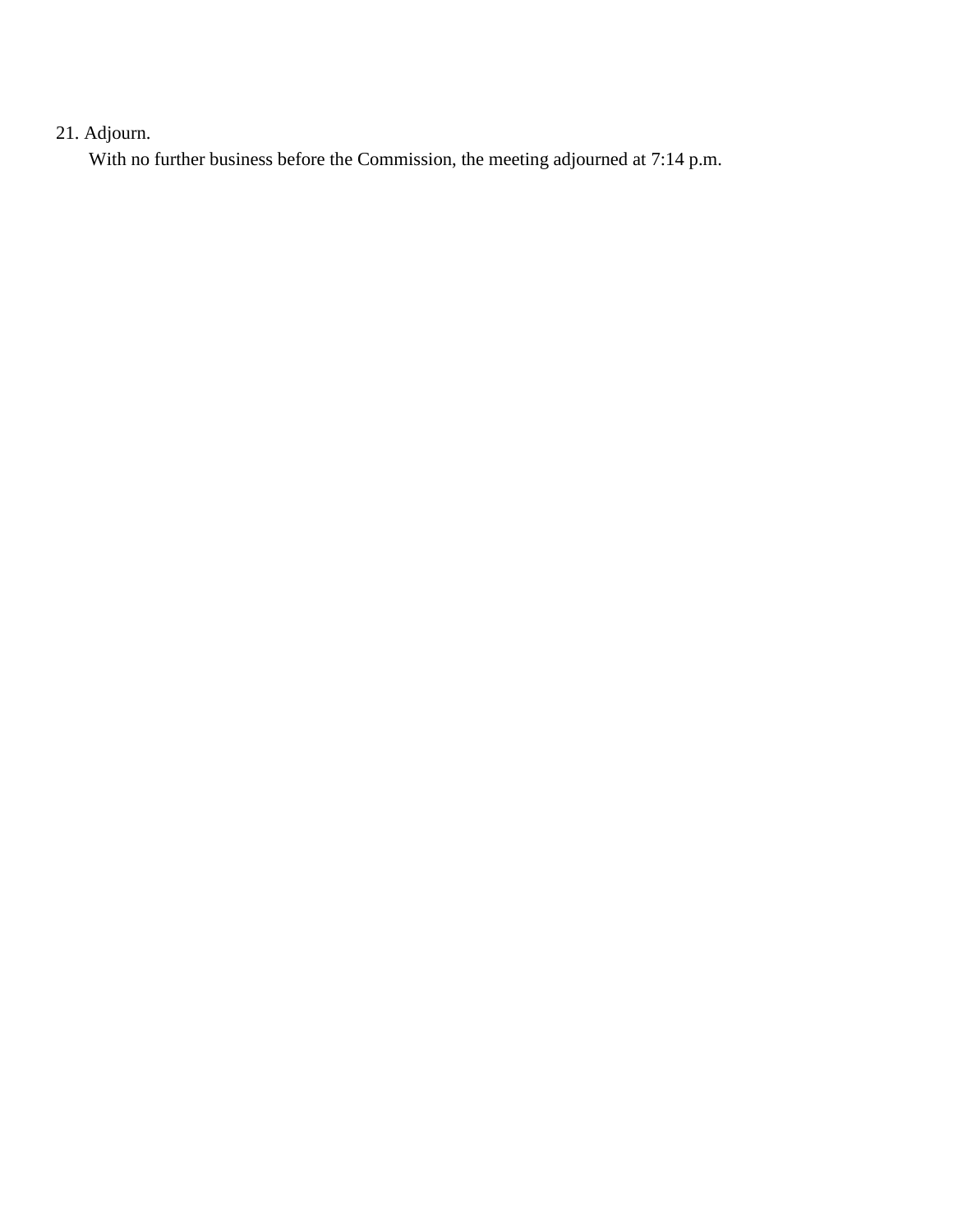21. Adjourn.

With no further business before the Commission, the meeting adjourned at 7:14 p.m.